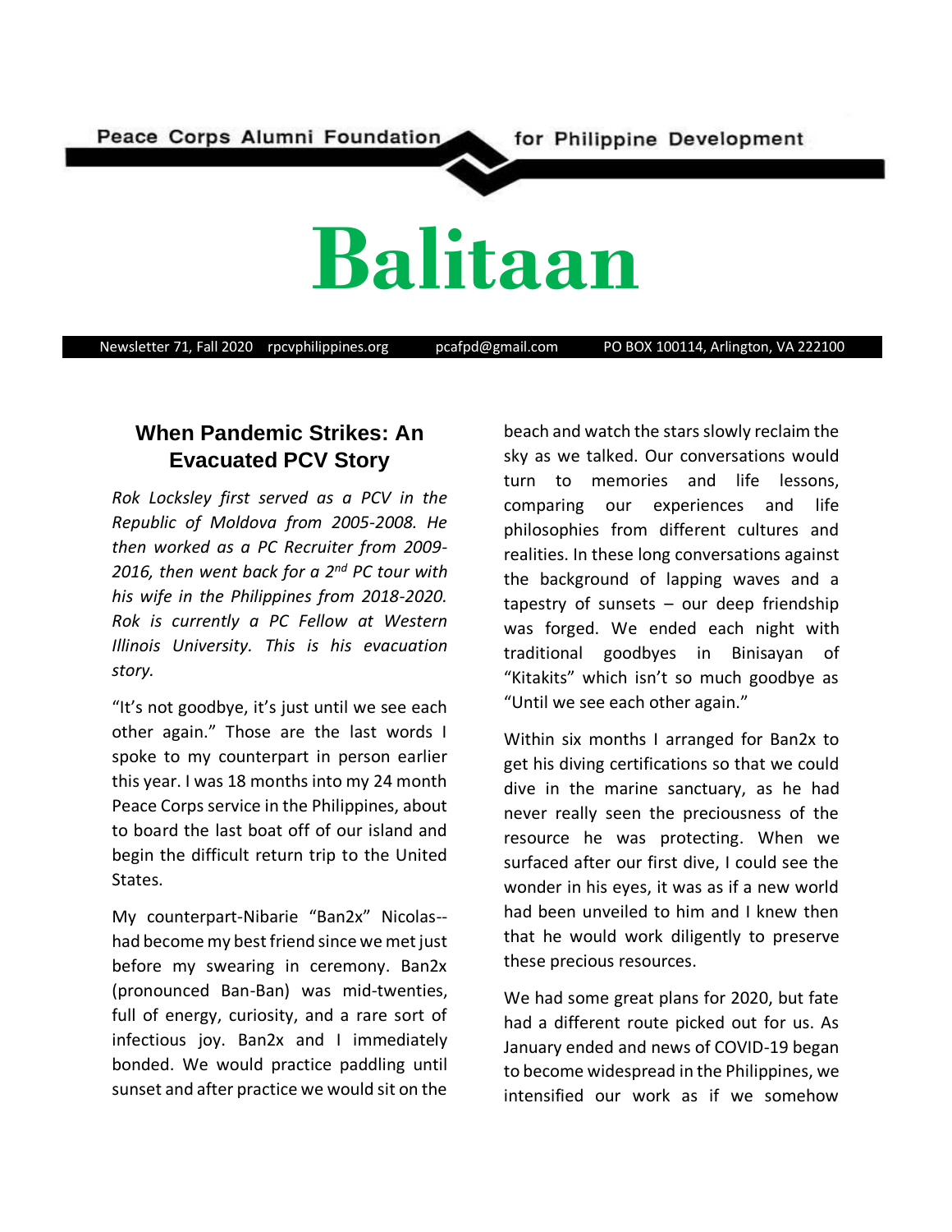Peace Corps Alumni Foundation for Philippine Development

# Balitaan

Newsletter 71, Fall 2020 rpcvphilippines.org pcafpd@gmail.com PO BOX 100114, Arlington, VA 222100

## When Pandemic Strikes: An Evacuated PCV Story

*Rok Locksley first served as a PCV in the Republic of Moldova from 2005-2008. He then worked as a PC Recruiter from 2009-2016, then went back for a 2nd PC tour with his wife in the Philippines from 2018-2020. Rok is currently a PC Fellow at Western Illinois University. This is his evacuation story.*

"It's not goodbye, it's just until we see each other again." Those are the last words I spoke to my counterpart in person earlier this year. I was 18 months into my 24 month Peace Corps service in the Philippines, about to board the last boat off of our island and begin the difficult return trip to the United States.

My counterpart-Nibarie "Ban2x" Nicolas--had become my best friend since we met just before my swearing in ceremony. Ban2x (pronounced Ban-Ban) was mid-twenties, full of energy, curiosity, and a rare sort of infectious joy. Ban2x and I immediately bonded. We would practice paddling until sunset and after practice we would sit on the beach and watch the stars slowly reclaim the sky as we talked. Our conversations would turn to memories and life lessons, comparing our experiences and life philosophies from different cultures and realities. In these long conversations against the background of lapping waves and a tapestry of sunsets – our deep friendship was forged. We ended each night with traditional goodbyes in Binisayan of "Kitakits" which isn't so much goodbye as "Until we see each other again."

Within six months I arranged for Ban2x to get his diving certifications so that we could dive in the marine sanctuary, as he had never really seen the preciousness of the resource he was protecting. When we surfaced after our first dive, I could see the wonder in his eyes, it was as if a new world had been unveiled to him and I knew then that he would work diligently to preserve these precious resources.

We had some great plans for 2020, but fate had a different route picked out for us. As January ended and news of COVID-19 began to become widespread in the Philippines, we intensified our work as if we somehow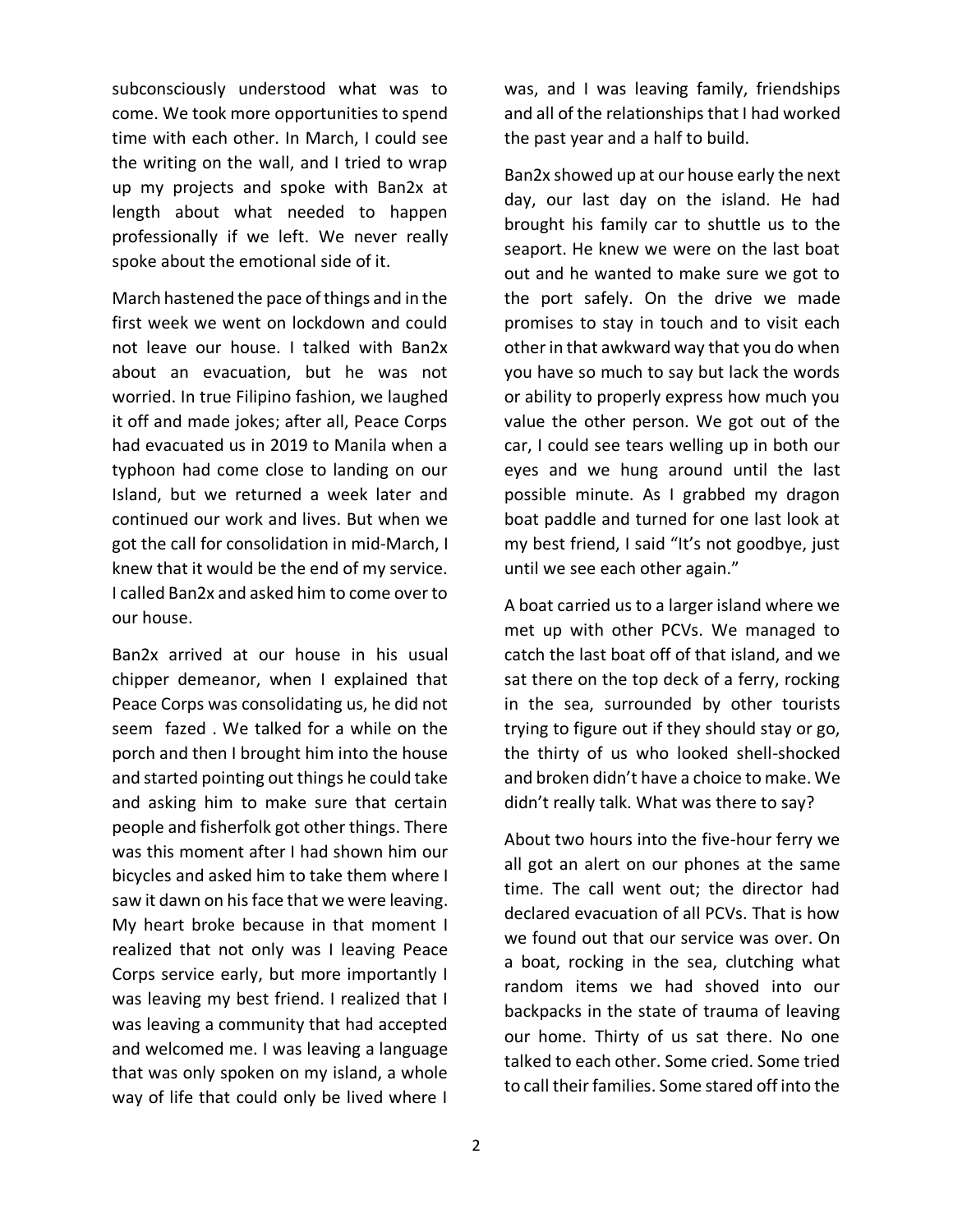subconsciously understood what was to come. We took more opportunities to spend time with each other. In March, I could see the writing on the wall, and I tried to wrap up my projects and spoke with Ban2x at length about what needed to happen professionally if we left. We never really spoke about the emotional side of it.

March hastened the pace of things and in the first week we went on lockdown and could not leave our house. I talked with Ban2x about an evacuation, but he was not worried. In true Filipino fashion, we laughed it off and made jokes; after all, Peace Corps had evacuated us in 2019 to Manila when a typhoon had come close to landing on our Island, but we returned a week later and continued our work and lives. But when we got the call for consolidation in mid-March, I knew that it would be the end of my service. I called Ban2x and asked him to come over to our house.

Ban2x arrived at our house in his usual chipper demeanor, when I explained that Peace Corps was consolidating us, he did not seem fazed . We talked for a while on the porch and then I brought him into the house and started pointing out things he could take and asking him to make sure that certain people and fisherfolk got other things. There was this moment after I had shown him our bicycles and asked him to take them where I saw it dawn on his face that we were leaving. My heart broke because in that moment I realized that not only was I leaving Peace Corps service early, but more importantly I was leaving my best friend. I realized that I was leaving a community that had accepted and welcomed me. I was leaving a language that was only spoken on my island, a whole way of life that could only be lived where I was, and I was leaving family, friendships and all of the relationships that I had worked the past year and a half to build.

Ban2x showed up at our house early the next day, our last day on the island. He had brought his family car to shuttle us to the seaport. He knew we were on the last boat out and he wanted to make sure we got to the port safely. On the drive we made promises to stay in touch and to visit each other in that awkward way that you do when you have so much to say but lack the words or ability to properly express how much you value the other person. We got out of the car, I could see tears welling up in both our eyes and we hung around until the last possible minute. As I grabbed my dragon boat paddle and turned for one last look at my best friend, I said "It's not goodbye, just until we see each other again."

A boat carried us to a larger island where we met up with other PCVs. We managed to catch the last boat off of that island, and we sat there on the top deck of a ferry, rocking in the sea, surrounded by other tourists trying to figure out if they should stay or go, the thirty of us who looked shell-shocked and broken didn't have a choice to make. We didn't really talk. What was there to say?

About two hours into the five-hour ferry we all got an alert on our phones at the same time. The call went out; the director had declared evacuation of all PCVs. That is how we found out that our service was over. On a boat, rocking in the sea, clutching what random items we had shoved into our backpacks in the state of trauma of leaving our home. Thirty of us sat there. No one talked to each other. Some cried. Some tried to call their families. Some stared off into the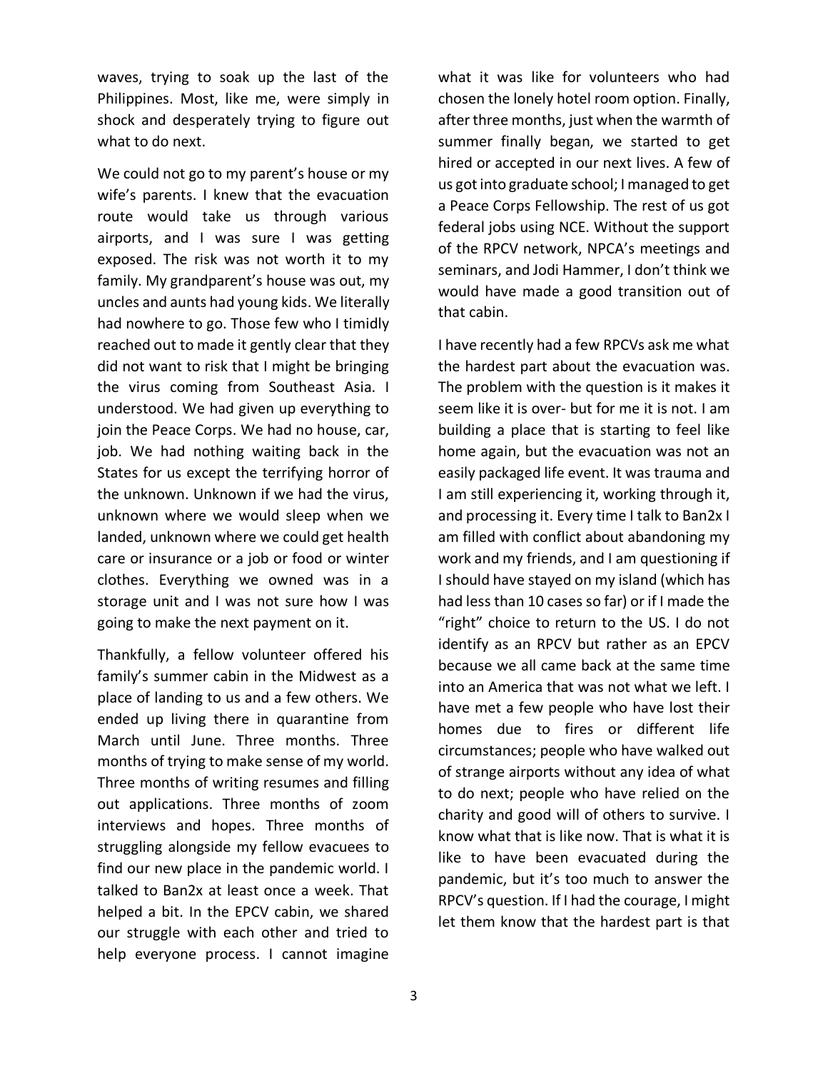waves, trying to soak up the last of the Philippines. Most, like me, were simply in shock and desperately trying to figure out what to do next.

We could not go to my parent's house or my wife's parents. I knew that the evacuation route would take us through various airports, and I was sure I was getting exposed. The risk was not worth it to my family. My grandparent's house was out, my uncles and aunts had young kids. We literally had nowhere to go. Those few who I timidly reached out to made it gently clear that they did not want to risk that I might be bringing the virus coming from Southeast Asia. I understood. We had given up everything to join the Peace Corps. We had no house, car, job. We had nothing waiting back in the States for us except the terrifying horror of the unknown. Unknown if we had the virus, unknown where we would sleep when we landed, unknown where we could get health care or insurance or a job or food or winter clothes. Everything we owned was in a storage unit and I was not sure how I was going to make the next payment on it.

Thankfully, a fellow volunteer offered his family's summer cabin in the Midwest as a place of landing to us and a few others. We ended up living there in quarantine from March until June. Three months. Three months of trying to make sense of my world. Three months of writing resumes and filling out applications. Three months of zoom interviews and hopes. Three months of struggling alongside my fellow evacuees to find our new place in the pandemic world. I talked to Ban2x at least once a week. That helped a bit. In the EPCV cabin, we shared our struggle with each other and tried to help everyone process. I cannot imagine what it was like for volunteers who had chosen the lonely hotel room option. Finally, after three months, just when the warmth of summer finally began, we started to get hired or accepted in our next lives. A few of us got into graduate school; I managed to get a Peace Corps Fellowship. The rest of us got federal jobs using NCE. Without the support of the RPCV network, NPCA's meetings and seminars, and Jodi Hammer, I don't think we would have made a good transition out of that cabin.

I have recently had a few RPCVs ask me what the hardest part about the evacuation was. The problem with the question is it makes it seem like it is over- but for me it is not. I am building a place that is starting to feel like home again, but the evacuation was not an easily packaged life event. It was trauma and I am still experiencing it, working through it, and processing it. Every time I talk to Ban2x I am filled with conflict about abandoning my work and my friends, and I am questioning if I should have stayed on my island (which has had less than 10 cases so far) or if I made the "right" choice to return to the US. I do not identify as an RPCV but rather as an EPCV because we all came back at the same time into an America that was not what we left. I have met a few people who have lost their homes due to fires or different life circumstances; people who have walked out of strange airports without any idea of what to do next; people who have relied on the charity and good will of others to survive. I know what that is like now. That is what it is like to have been evacuated during the pandemic, but it's too much to answer the RPCV's question. If I had the courage, I might let them know that the hardest part is that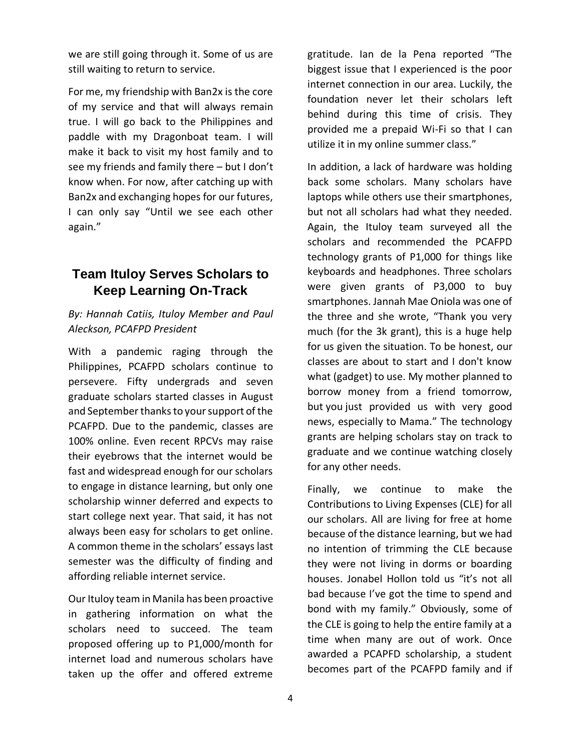we are still going through it. Some of us are still waiting to return to service.

For me, my friendship with Ban2x is the core of my service and that will always remain true. I will go back to the Philippines and paddle with my Dragonboat team. I will make it back to visit my host family and to see my friends and family there – but I don't know when. For now, after catching up with Ban2x and exchanging hopes for our futures, I can only say "Until we see each other again."

## Team Ituloy Serves Scholars to Keep Learning On-Track

*By: Hannah Catiis, Ituloy Member and Paul Aleckson, PCAFPD President*

With a pandemic raging through the Philippines, PCAFPD scholars continue to persevere. Fifty undergrads and seven graduate scholars started classes in August and September thanks to your support of the PCAFPD. Due to the pandemic, classes are 100% online. Even recent RPCVs may raise their eyebrows that the internet would be fast and widespread enough for our scholars to engage in distance learning, but only one scholarship winner deferred and expects to start college next year. That said, it has not always been easy for scholars to get online. A common theme in the scholars' essays last semester was the difficulty of finding and affording reliable internet service.

Our Ituloy team in Manila has been proactive in gathering information on what the scholars need to succeed. The team proposed offering up to P1,000/month for internet load and numerous scholars have taken up the offer and offered extreme gratitude. Ian de la Pena reported "The biggest issue that I experienced is the poor internet connection in our area. Luckily, the foundation never let their scholars left behind during this time of crisis. They provided me a prepaid Wi-Fi so that I can utilize it in my online summer class."

In addition, a lack of hardware was holding back some scholars. Many scholars have laptops while others use their smartphones, but not all scholars had what they needed. Again, the Ituloy team surveyed all the scholars and recommended the PCAFPD technology grants of P1,000 for things like keyboards and headphones. Three scholars were given grants of P3,000 to buy smartphones. Jannah Mae Oniola was one of the three and she wrote, "Thank you very much (for the 3k grant), this is a huge help for us given the situation. To be honest, our classes are about to start and I don't know what (gadget) to use. My mother planned to borrow money from a friend tomorrow, but you just provided us with very good news, especially to Mama." The technology grants are helping scholars stay on track to graduate and we continue watching closely for any other needs.

Finally, we continue to make the Contributions to Living Expenses (CLE) for all our scholars. All are living for free at home because of the distance learning, but we had no intention of trimming the CLE because they were not living in dorms or boarding houses. Jonabel Hollon told us "it's not all bad because I've got the time to spend and bond with my family." Obviously, some of the CLE is going to help the entire family at a time when many are out of work. Once awarded a PCAPFD scholarship, a student becomes part of the PCAFPD family and if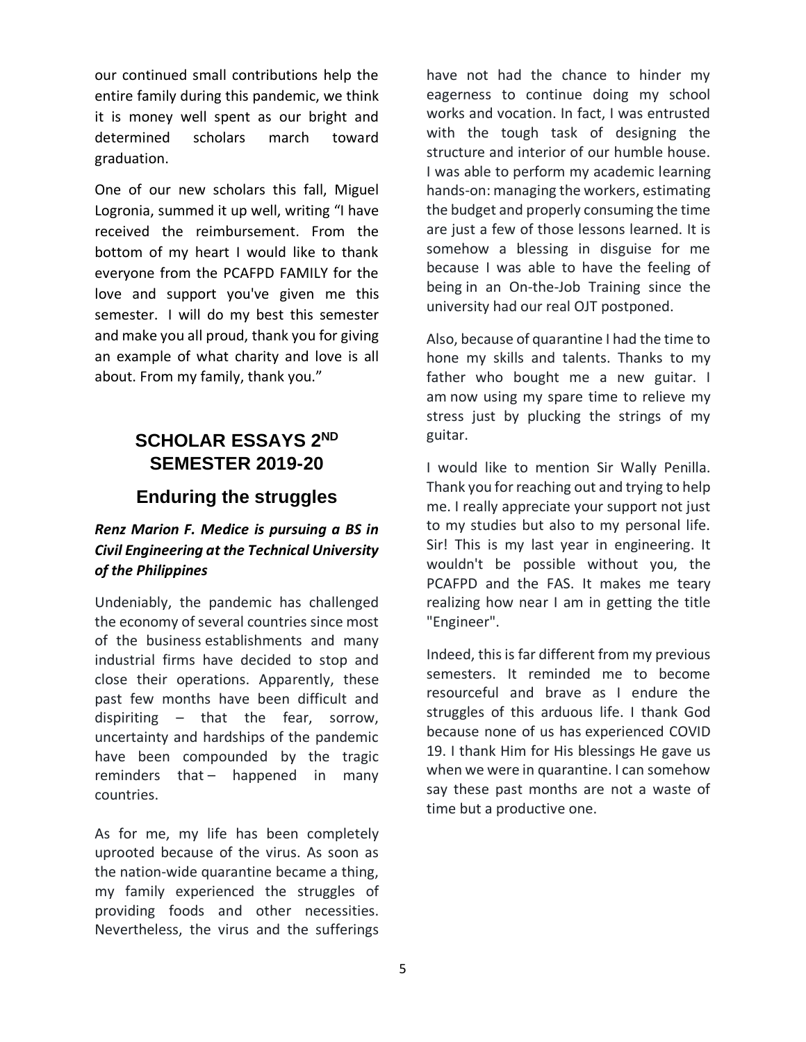our continued small contributions help the entire family during this pandemic, we think it is money well spent as our bright and determined scholars march toward graduation.

One of our new scholars this fall, Miguel Logronia, summed it up well, writing "I have received the reimbursement. From the bottom of my heart I would like to thank everyone from the PCAFPD FAMILY for the love and support you've given me this semester. I will do my best this semester and make you all proud, thank you for giving an example of what charity and love is all about. From my family, thank you."

## SCHOLAR ESSAYS 2ND SEMESTER 2019-20

## Enduring the struggles

***Renz Marion F. Medice is pursuing a BS in Civil Engineering at the Technical University of the Philippines***

Undeniably, the pandemic has challenged the economy of several countries since most of the business establishments and many industrial firms have decided to stop and close their operations. Apparently, these past few months have been difficult and dispiriting – that the fear, sorrow, uncertainty and hardships of the pandemic have been compounded by the tragic reminders that – happened in many countries.

As for me, my life has been completely uprooted because of the virus. As soon as the nation-wide quarantine became a thing, my family experienced the struggles of providing foods and other necessities. Nevertheless, the virus and the sufferings have not had the chance to hinder my eagerness to continue doing my school works and vocation. In fact, I was entrusted with the tough task of designing the structure and interior of our humble house. I was able to perform my academic learning hands-on: managing the workers, estimating the budget and properly consuming the time are just a few of those lessons learned. It is somehow a blessing in disguise for me because I was able to have the feeling of being in an On-the-Job Training since the university had our real OJT postponed.

Also, because of quarantine I had the time to hone my skills and talents. Thanks to my father who bought me a new guitar. I am now using my spare time to relieve my stress just by plucking the strings of my guitar.

I would like to mention Sir Wally Penilla. Thank you for reaching out and trying to help me. I really appreciate your support not just to my studies but also to my personal life. Sir! This is my last year in engineering. It wouldn't be possible without you, the PCAFPD and the FAS. It makes me teary realizing how near I am in getting the title "Engineer".

Indeed, this is far different from my previous semesters. It reminded me to become resourceful and brave as I endure the struggles of this arduous life. I thank God because none of us has experienced COVID 19. I thank Him for His blessings He gave us when we were in quarantine. I can somehow say these past months are not a waste of time but a productive one.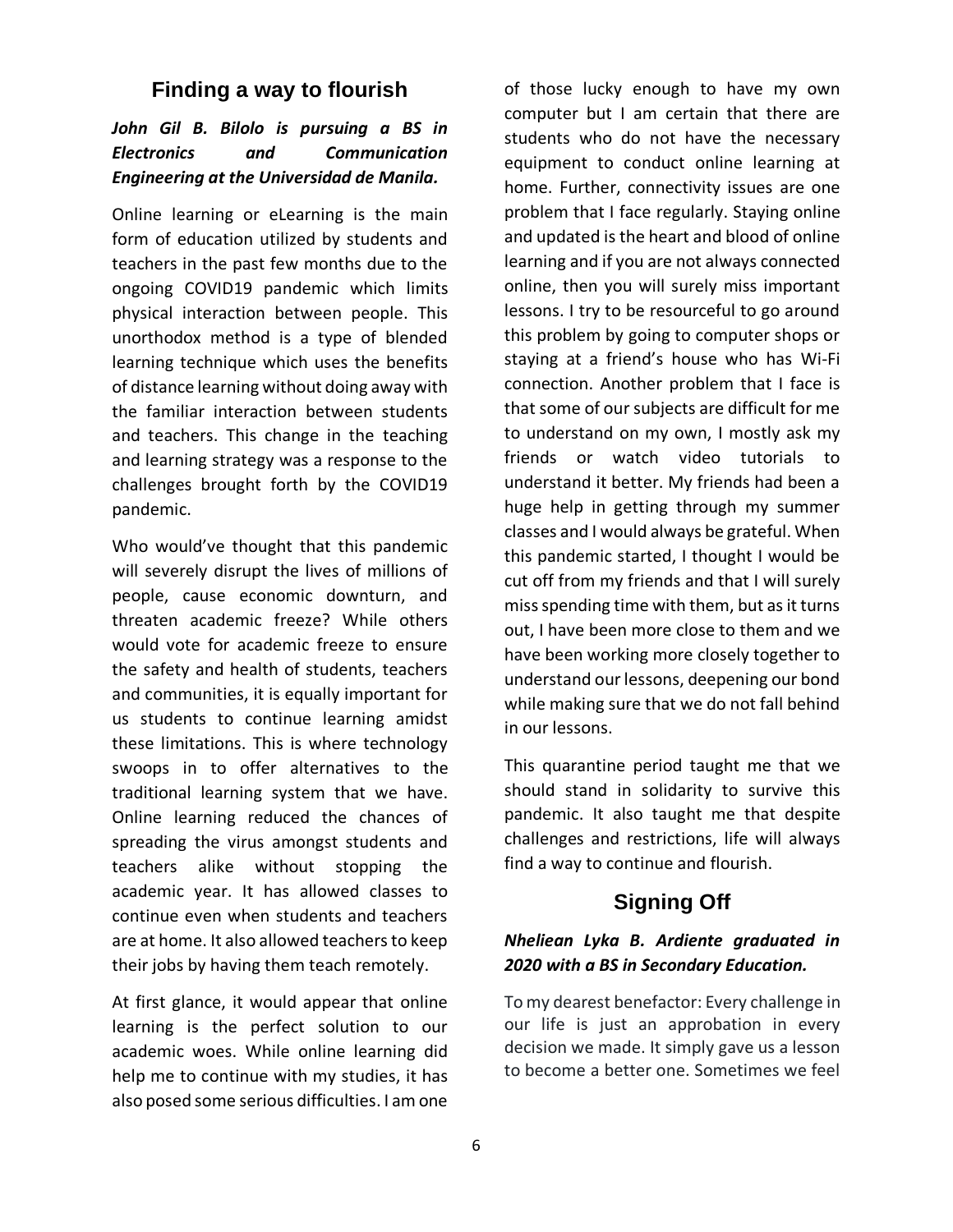## Finding a way to flourish

***John Gil B. Bilolo is pursuing a BS in Electronics and Communication Engineering at the Universidad de Manila.***

Online learning or eLearning is the main form of education utilized by students and teachers in the past few months due to the ongoing COVID19 pandemic which limits physical interaction between people. This unorthodox method is a type of blended learning technique which uses the benefits of distance learning without doing away with the familiar interaction between students and teachers. This change in the teaching and learning strategy was a response to the challenges brought forth by the COVID19 pandemic.

Who would've thought that this pandemic will severely disrupt the lives of millions of people, cause economic downturn, and threaten academic freeze? While others would vote for academic freeze to ensure the safety and health of students, teachers and communities, it is equally important for us students to continue learning amidst these limitations. This is where technology swoops in to offer alternatives to the traditional learning system that we have. Online learning reduced the chances of spreading the virus amongst students and teachers alike without stopping the academic year. It has allowed classes to continue even when students and teachers are at home. It also allowed teachers to keep their jobs by having them teach remotely.

At first glance, it would appear that online learning is the perfect solution to our academic woes. While online learning did help me to continue with my studies, it has also posed some serious difficulties. I am one of those lucky enough to have my own computer but I am certain that there are students who do not have the necessary equipment to conduct online learning at home. Further, connectivity issues are one problem that I face regularly. Staying online and updated is the heart and blood of online learning and if you are not always connected online, then you will surely miss important lessons. I try to be resourceful to go around this problem by going to computer shops or staying at a friend's house who has Wi-Fi connection. Another problem that I face is that some of our subjects are difficult for me to understand on my own, I mostly ask my friends or watch video tutorials to understand it better. My friends had been a huge help in getting through my summer classes and I would always be grateful. When this pandemic started, I thought I would be cut off from my friends and that I will surely miss spending time with them, but as it turns out, I have been more close to them and we have been working more closely together to understand our lessons, deepening our bond while making sure that we do not fall behind in our lessons.

This quarantine period taught me that we should stand in solidarity to survive this pandemic. It also taught me that despite challenges and restrictions, life will always find a way to continue and flourish.

## Signing Off

***Nheliean Lyka B. Ardiente graduated in 2020 with a BS in Secondary Education.***

To my dearest benefactor: Every challenge in our life is just an approbation in every decision we made. It simply gave us a lesson to become a better one. Sometimes we feel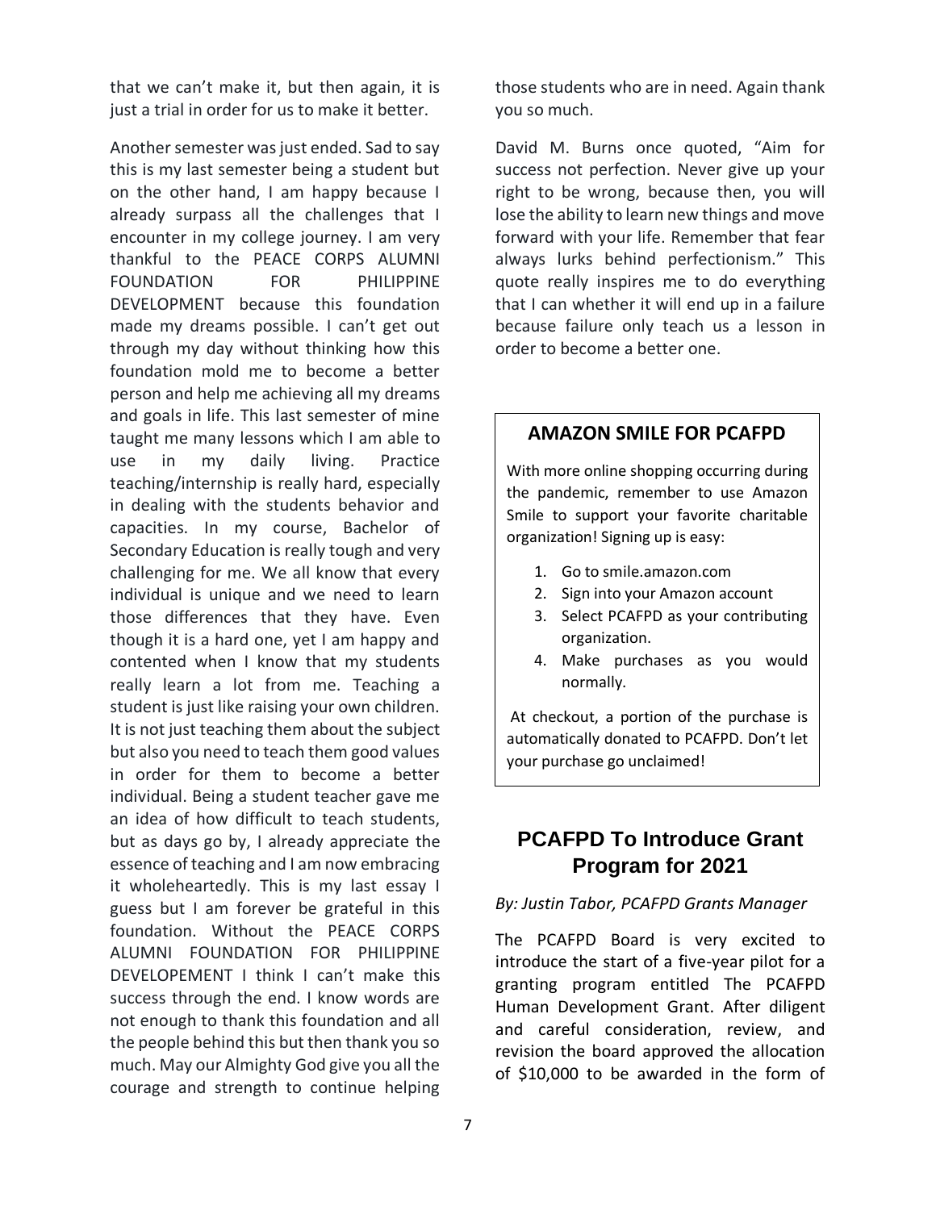that we can't make it, but then again, it is just a trial in order for us to make it better.

Another semester was just ended. Sad to say this is my last semester being a student but on the other hand, I am happy because I already surpass all the challenges that I encounter in my college journey. I am very thankful to the PEACE CORPS ALUMNI FOUNDATION FOR PHILIPPINE DEVELOPMENT because this foundation made my dreams possible. I can't get out through my day without thinking how this foundation mold me to become a better person and help me achieving all my dreams and goals in life. This last semester of mine taught me many lessons which I am able to use in my daily living. Practice teaching/internship is really hard, especially in dealing with the students behavior and capacities. In my course, Bachelor of Secondary Education is really tough and very challenging for me. We all know that every individual is unique and we need to learn those differences that they have. Even though it is a hard one, yet I am happy and contented when I know that my students really learn a lot from me. Teaching a student is just like raising your own children. It is not just teaching them about the subject but also you need to teach them good values in order for them to become a better individual. Being a student teacher gave me an idea of how difficult to teach students, but as days go by, I already appreciate the essence of teaching and I am now embracing it wholeheartedly. This is my last essay I guess but I am forever be grateful in this foundation. Without the PEACE CORPS ALUMNI FOUNDATION FOR PHILIPPINE DEVELOPEMENT I think I can't make this success through the end. I know words are not enough to thank this foundation and all the people behind this but then thank you so much. May our Almighty God give you all the courage and strength to continue helping those students who are in need. Again thank you so much.

David M. Burns once quoted, "Aim for success not perfection. Never give up your right to be wrong, because then, you will lose the ability to learn new things and move forward with your life. Remember that fear always lurks behind perfectionism." This quote really inspires me to do everything that I can whether it will end up in a failure because failure only teach us a lesson in order to become a better one.

### AMAZON SMILE FOR PCAFPD

With more online shopping occurring during the pandemic, remember to use Amazon Smile to support your favorite charitable organization! Signing up is easy:

1. Go to smile.amazon.com
2. Sign into your Amazon account
3. Select PCAFPD as your contributing organization.
4. Make purchases as you would normally.

At checkout, a portion of the purchase is automatically donated to PCAFPD. Don't let your purchase go unclaimed!

## PCAFPD To Introduce Grant Program for 2021

*By: Justin Tabor, PCAFPD Grants Manager*

The PCAFPD Board is very excited to introduce the start of a five-year pilot for a granting program entitled The PCAFPD Human Development Grant. After diligent and careful consideration, review, and revision the board approved the allocation of $10,000 to be awarded in the form of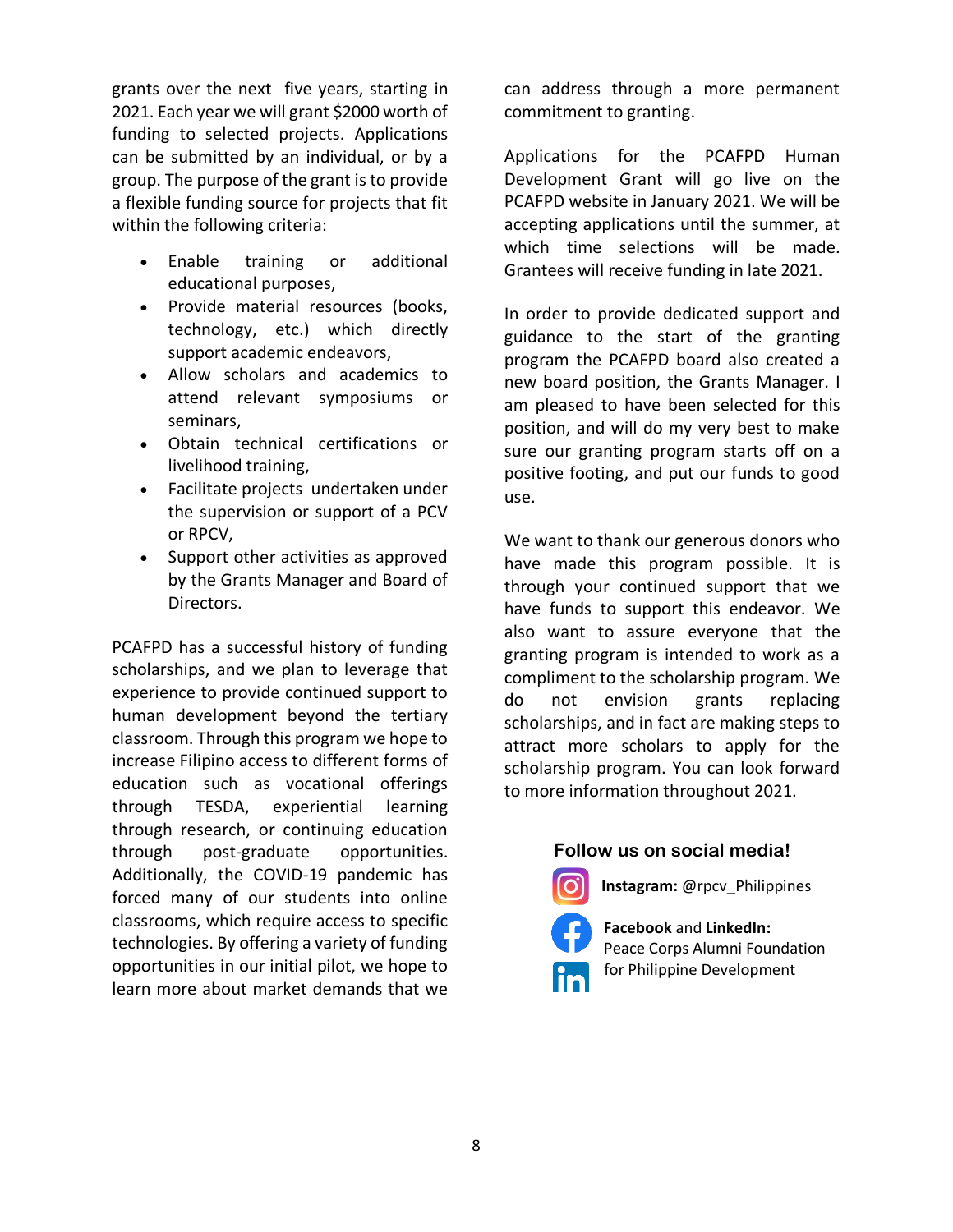grants over the next five years, starting in 2021. Each year we will grant $2000 worth of funding to selected projects. Applications can be submitted by an individual, or by a group. The purpose of the grant is to provide a flexible funding source for projects that fit within the following criteria:

- Enable training or additional educational purposes,
- Provide material resources (books, technology, etc.) which directly support academic endeavors,
- Allow scholars and academics to attend relevant symposiums or seminars,
- Obtain technical certifications or livelihood training,
- Facilitate projects undertaken under the supervision or support of a PCV or RPCV,
- Support other activities as approved by the Grants Manager and Board of Directors.

PCAFPD has a successful history of funding scholarships, and we plan to leverage that experience to provide continued support to human development beyond the tertiary classroom. Through this program we hope to increase Filipino access to different forms of education such as vocational offerings through TESDA, experiential learning through research, or continuing education through post-graduate opportunities. Additionally, the COVID-19 pandemic has forced many of our students into online classrooms, which require access to specific technologies. By offering a variety of funding opportunities in our initial pilot, we hope to learn more about market demands that we can address through a more permanent commitment to granting.

Applications for the PCAFPD Human Development Grant will go live on the PCAFPD website in January 2021. We will be accepting applications until the summer, at which time selections will be made. Grantees will receive funding in late 2021.

In order to provide dedicated support and guidance to the start of the granting program the PCAFPD board also created a new board position, the Grants Manager. I am pleased to have been selected for this position, and will do my very best to make sure our granting program starts off on a positive footing, and put our funds to good use.

We want to thank our generous donors who have made this program possible. It is through your continued support that we have funds to support this endeavor. We also want to assure everyone that the granting program is intended to work as a compliment to the scholarship program. We do not envision grants replacing scholarships, and in fact are making steps to attract more scholars to apply for the scholarship program. You can look forward to more information throughout 2021.

### Follow us on social media!

**Instagram:** @rpcv_Philippines

**Facebook** and **LinkedIn:** Peace Corps Alumni Foundation for Philippine Development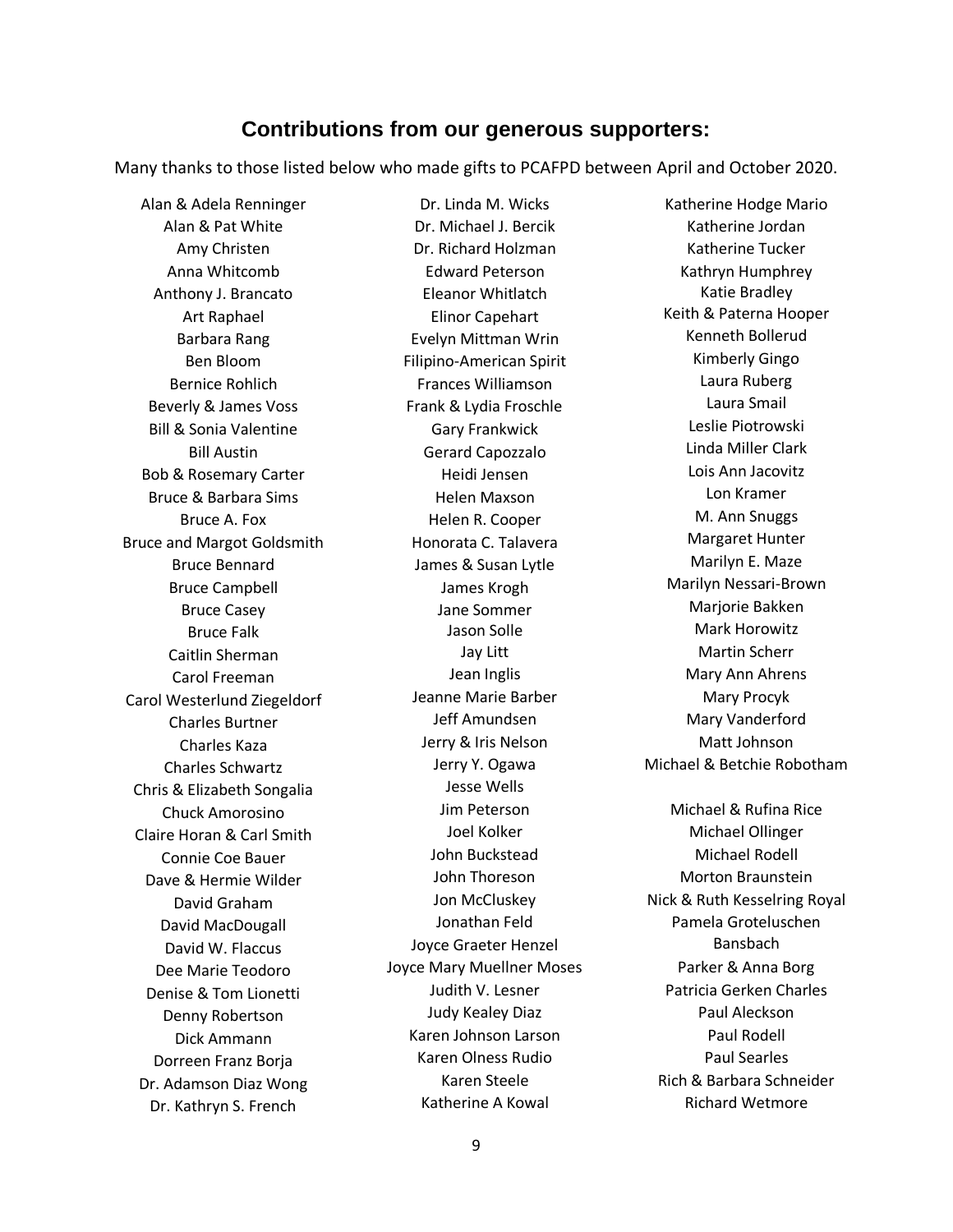## Contributions from our generous supporters:

Many thanks to those listed below who made gifts to PCAFPD between April and October 2020.

Alan & Adela Renninger
Alan & Pat White
Amy Christen
Anna Whitcomb
Anthony J. Brancato
Art Raphael
Barbara Rang
Ben Bloom
Bernice Rohlich
Beverly & James Voss
Bill & Sonia Valentine
Bill Austin
Bob & Rosemary Carter
Bruce & Barbara Sims
Bruce A. Fox
Bruce and Margot Goldsmith
Bruce Bennard
Bruce Campbell
Bruce Casey
Bruce Falk
Caitlin Sherman
Carol Freeman
Carol Westerlund Ziegeldorf
Charles Burtner
Charles Kaza
Charles Schwartz
Chris & Elizabeth Songalia
Chuck Amorosino
Claire Horan & Carl Smith
Connie Coe Bauer
Dave & Hermie Wilder
David Graham
David MacDougall
David W. Flaccus
Dee Marie Teodoro
Denise & Tom Lionetti
Denny Robertson
Dick Ammann
Dorreen Franz Borja
Dr. Adamson Diaz Wong
Dr. Kathryn S. French

Dr. Linda M. Wicks
Dr. Michael J. Bercik
Dr. Richard Holzman
Edward Peterson
Eleanor Whitlatch
Elinor Capehart
Evelyn Mittman Wrin
Filipino-American Spirit
Frances Williamson
Frank & Lydia Froschle
Gary Frankwick
Gerard Capozzalo
Heidi Jensen
Helen Maxson
Helen R. Cooper
Honorata C. Talavera
James & Susan Lytle
James Krogh
Jane Sommer
Jason Solle
Jay Litt
Jean Inglis
Jeanne Marie Barber
Jeff Amundsen
Jerry & Iris Nelson
Jerry Y. Ogawa
Jesse Wells
Jim Peterson
Joel Kolker
John Buckstead
John Thoreson
Jon McCluskey
Jonathan Feld
Joyce Graeter Henzel
Joyce Mary Muellner Moses
Judith V. Lesner
Judy Kealey Diaz
Karen Johnson Larson
Karen Olness Rudio
Karen Steele
Katherine A Kowal

Katherine Hodge Mario
Katherine Jordan
Katherine Tucker
Kathryn Humphrey
Katie Bradley
Keith & Paterna Hooper
Kenneth Bollerud
Kimberly Gingo
Laura Ruberg
Laura Smail
Leslie Piotrowski
Linda Miller Clark
Lois Ann Jacovitz
Lon Kramer
M. Ann Snuggs
Margaret Hunter
Marilyn E. Maze
Marilyn Nessari-Brown
Marjorie Bakken
Mark Horowitz
Martin Scherr
Mary Ann Ahrens
Mary Procyk
Mary Vanderford
Matt Johnson
Michael & Betchie Robotham
Michael & Rufina Rice
Michael Ollinger
Michael Rodell
Morton Braunstein
Nick & Ruth Kesselring Royal
Pamela Groteluschen Bansbach
Parker & Anna Borg
Patricia Gerken Charles
Paul Aleckson
Paul Rodell
Paul Searles
Rich & Barbara Schneider
Richard Wetmore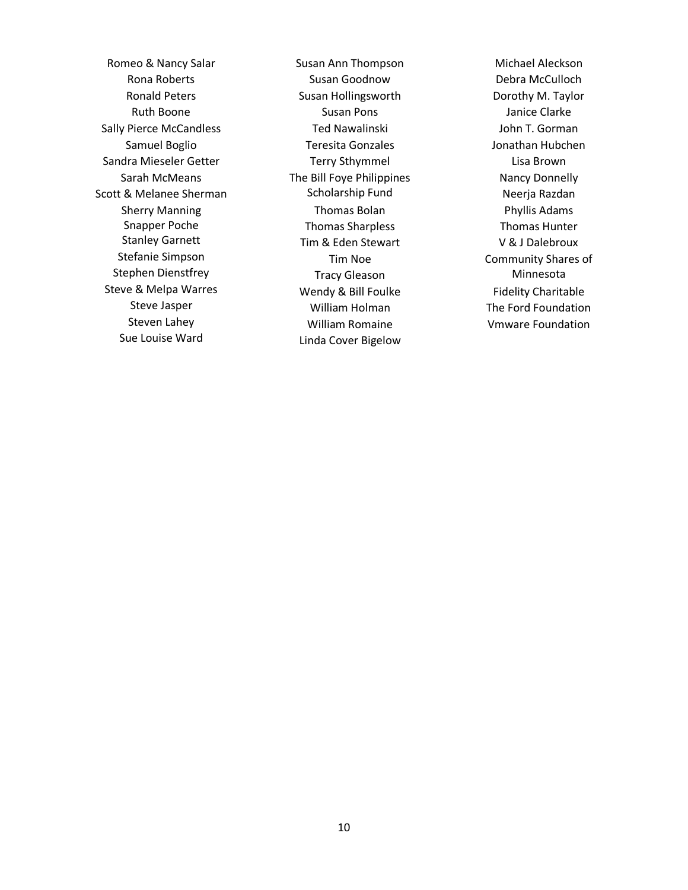Romeo & Nancy Salar
Rona Roberts
Ronald Peters
Ruth Boone
Sally Pierce McCandless
Samuel Boglio
Sandra Mieseler Getter
Sarah McMeans
Scott & Melanee Sherman
Sherry Manning
Snapper Poche
Stanley Garnett
Stefanie Simpson
Stephen Dienstfrey
Steve & Melpa Warres
Steve Jasper
Steven Lahey
Sue Louise Ward

Susan Ann Thompson
Susan Goodnow
Susan Hollingsworth
Susan Pons
Ted Nawalinski
Teresita Gonzales
Terry Sthymmel
The Bill Foye Philippines Scholarship Fund
Thomas Bolan
Thomas Sharpless
Tim & Eden Stewart
Tim Noe
Tracy Gleason
Wendy & Bill Foulke
William Holman
William Romaine
Linda Cover Bigelow

Michael Aleckson
Debra McCulloch
Dorothy M. Taylor
Janice Clarke
John T. Gorman
Jonathan Hubchen
Lisa Brown
Nancy Donnelly
Neerja Razdan
Phyllis Adams
Thomas Hunter
V & J Dalebroux
Community Shares of Minnesota
Fidelity Charitable
The Ford Foundation
Vmware Foundation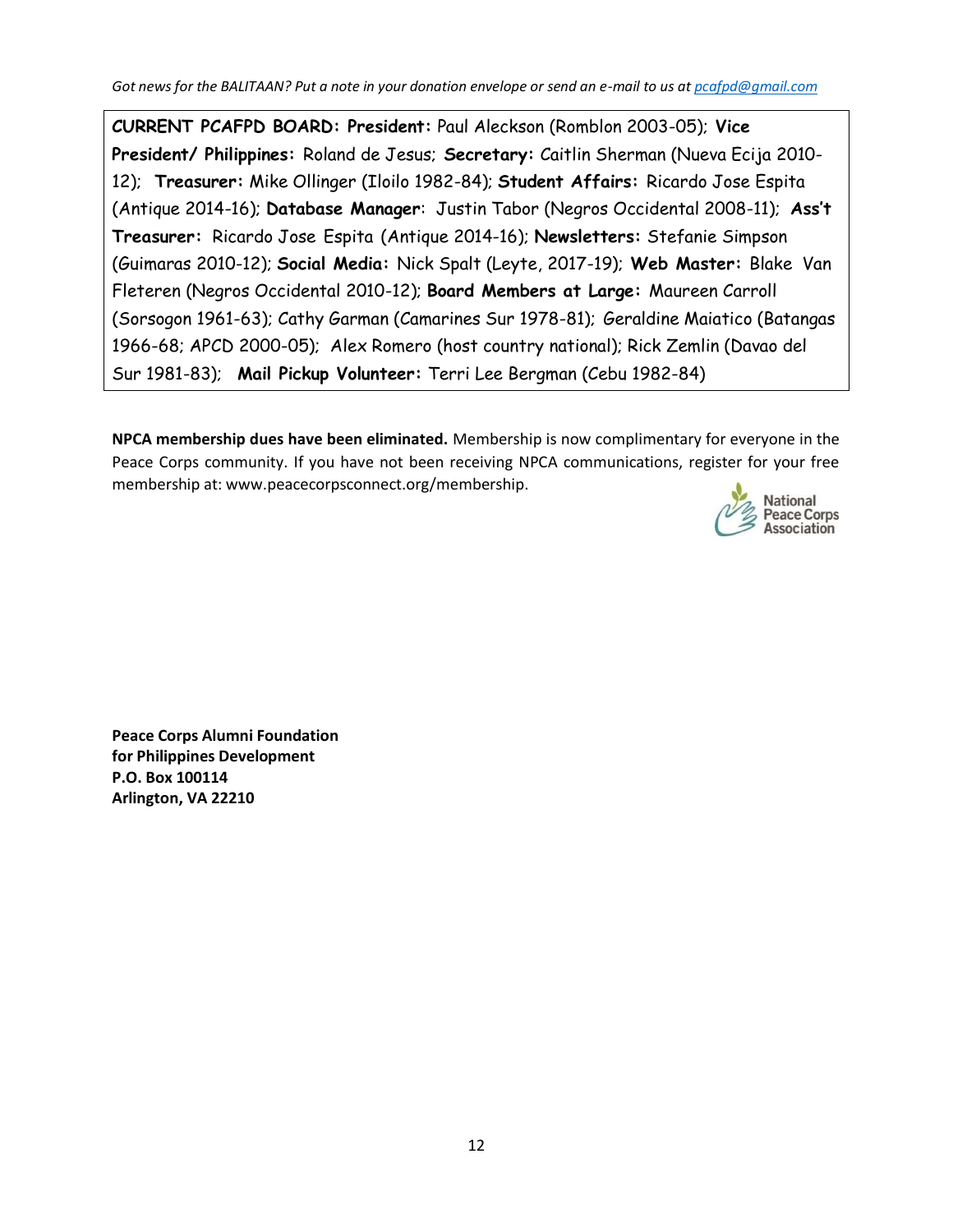*Got news for the BALITAAN? Put a note in your donation envelope or send an e-mail to us at pcafpd@gmail.com*

**CURRENT PCAFPD BOARD: President:** Paul Aleckson (Romblon 2003-05); **Vice President/ Philippines:** Roland de Jesus; **Secretary:** Caitlin Sherman (Nueva Ecija 2010-12); **Treasurer:** Mike Ollinger (Iloilo 1982-84); **Student Affairs:** Ricardo Jose Espita (Antique 2014-16); **Database Manager**: Justin Tabor (Negros Occidental 2008-11); **Ass't Treasurer:** Ricardo Jose Espita (Antique 2014-16); **Newsletters:** Stefanie Simpson (Guimaras 2010-12); **Social Media:** Nick Spalt (Leyte, 2017-19); **Web Master:** Blake Van Fleteren (Negros Occidental 2010-12); **Board Members at Large:** Maureen Carroll (Sorsogon 1961-63); Cathy Garman (Camarines Sur 1978-81); Geraldine Maiatico (Batangas 1966-68; APCD 2000-05); Alex Romero (host country national); Rick Zemlin (Davao del Sur 1981-83); **Mail Pickup Volunteer:** Terri Lee Bergman (Cebu 1982-84)

**NPCA membership dues have been eliminated.** Membership is now complimentary for everyone in the Peace Corps community. If you have not been receiving NPCA communications, register for your free membership at: www.peacecorpsconnect.org/membership.

National Peace Corps Association

**Peace Corps Alumni Foundation**
**for Philippines Development**
**P.O. Box 100114**
**Arlington, VA 22210**